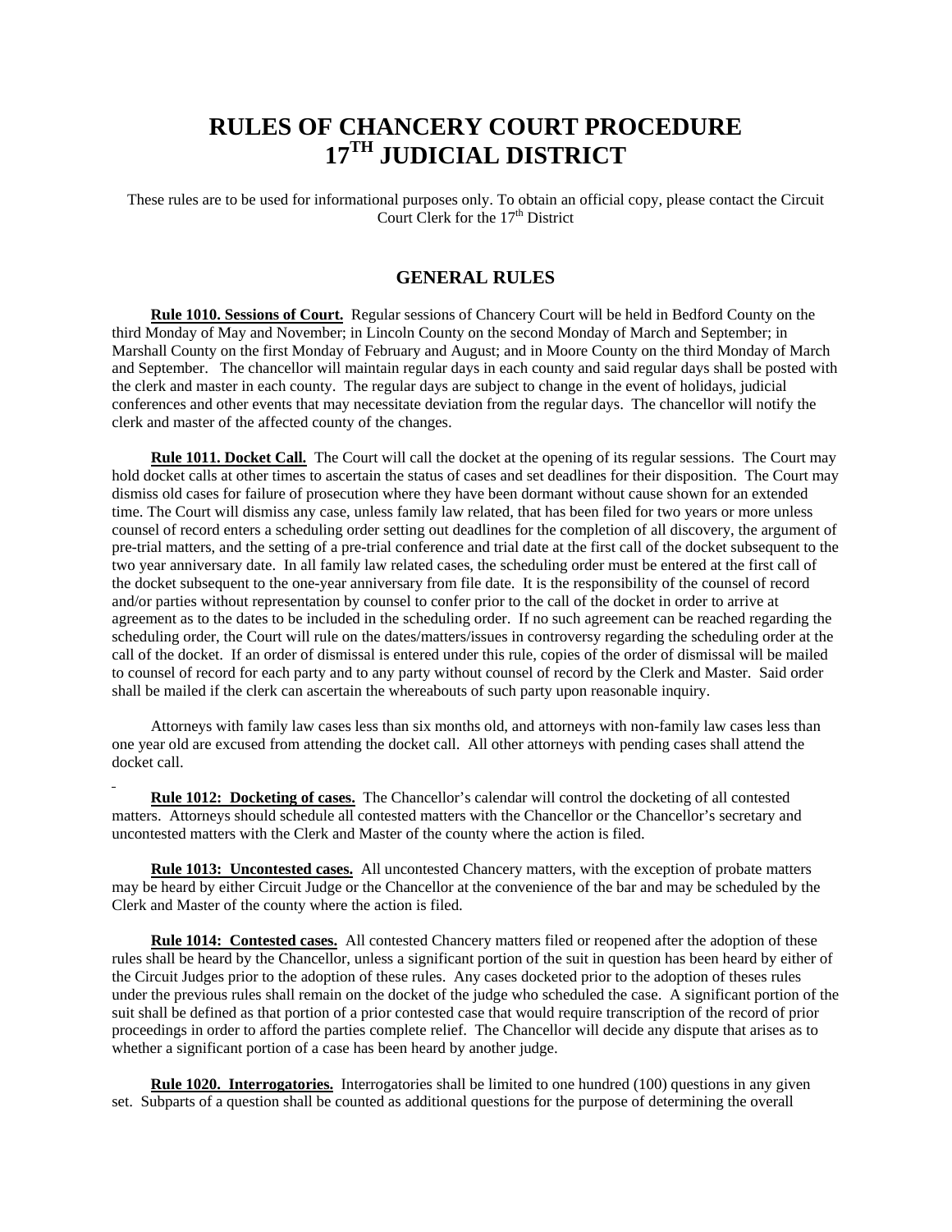# RULES OF CHANCERY COURT PROCEDURE 17TH JUDICIAL DISTRICT

These rules are to be used for informational purposes only. To obtain an official copy, please contact the Circuit Court Clerk for the 17th District

## GENERAL RULES

**Rule 1010. Sessions of Court.** Regular sessions of Chancery Court will be held in Bedford County on the third Monday of May and November; in Lincoln County on the second Monday of March and September; in Marshall County on the first Monday of February and August; and in Moore County on the third Monday of March and September. The chancellor will maintain regular days in each county and said regular days shall be posted with the clerk and master in each county. The regular days are subject to change in the event of holidays, judicial conferences and other events that may necessitate deviation from the regular days. The chancellor will notify the clerk and master of the affected county of the changes.

**Rule 1011. Docket Call.** The Court will call the docket at the opening of its regular sessions. The Court may hold docket calls at other times to ascertain the status of cases and set deadlines for their disposition. The Court may dismiss old cases for failure of prosecution where they have been dormant without cause shown for an extended time. The Court will dismiss any case, unless family law related, that has been filed for two years or more unless counsel of record enters a scheduling order setting out deadlines for the completion of all discovery, the argument of pre-trial matters, and the setting of a pre-trial conference and trial date at the first call of the docket subsequent to the two year anniversary date. In all family law related cases, the scheduling order must be entered at the first call of the docket subsequent to the one-year anniversary from file date. It is the responsibility of the counsel of record and/or parties without representation by counsel to confer prior to the call of the docket in order to arrive at agreement as to the dates to be included in the scheduling order. If no such agreement can be reached regarding the scheduling order, the Court will rule on the dates/matters/issues in controversy regarding the scheduling order at the call of the docket. If an order of dismissal is entered under this rule, copies of the order of dismissal will be mailed to counsel of record for each party and to any party without counsel of record by the Clerk and Master. Said order shall be mailed if the clerk can ascertain the whereabouts of such party upon reasonable inquiry.

Attorneys with family law cases less than six months old, and attorneys with non-family law cases less than one year old are excused from attending the docket call. All other attorneys with pending cases shall attend the docket call.

**Rule 1012: Docketing of cases.** The Chancellor's calendar will control the docketing of all contested matters. Attorneys should schedule all contested matters with the Chancellor or the Chancellor's secretary and uncontested matters with the Clerk and Master of the county where the action is filed.

**Rule 1013: Uncontested cases.** All uncontested Chancery matters, with the exception of probate matters may be heard by either Circuit Judge or the Chancellor at the convenience of the bar and may be scheduled by the Clerk and Master of the county where the action is filed.

**Rule 1014: Contested cases.** All contested Chancery matters filed or reopened after the adoption of these rules shall be heard by the Chancellor, unless a significant portion of the suit in question has been heard by either of the Circuit Judges prior to the adoption of these rules. Any cases docketed prior to the adoption of theses rules under the previous rules shall remain on the docket of the judge who scheduled the case. A significant portion of the suit shall be defined as that portion of a prior contested case that would require transcription of the record of prior proceedings in order to afford the parties complete relief. The Chancellor will decide any dispute that arises as to whether a significant portion of a case has been heard by another judge.

**Rule 1020. Interrogatories.** Interrogatories shall be limited to one hundred (100) questions in any given set. Subparts of a question shall be counted as additional questions for the purpose of determining the overall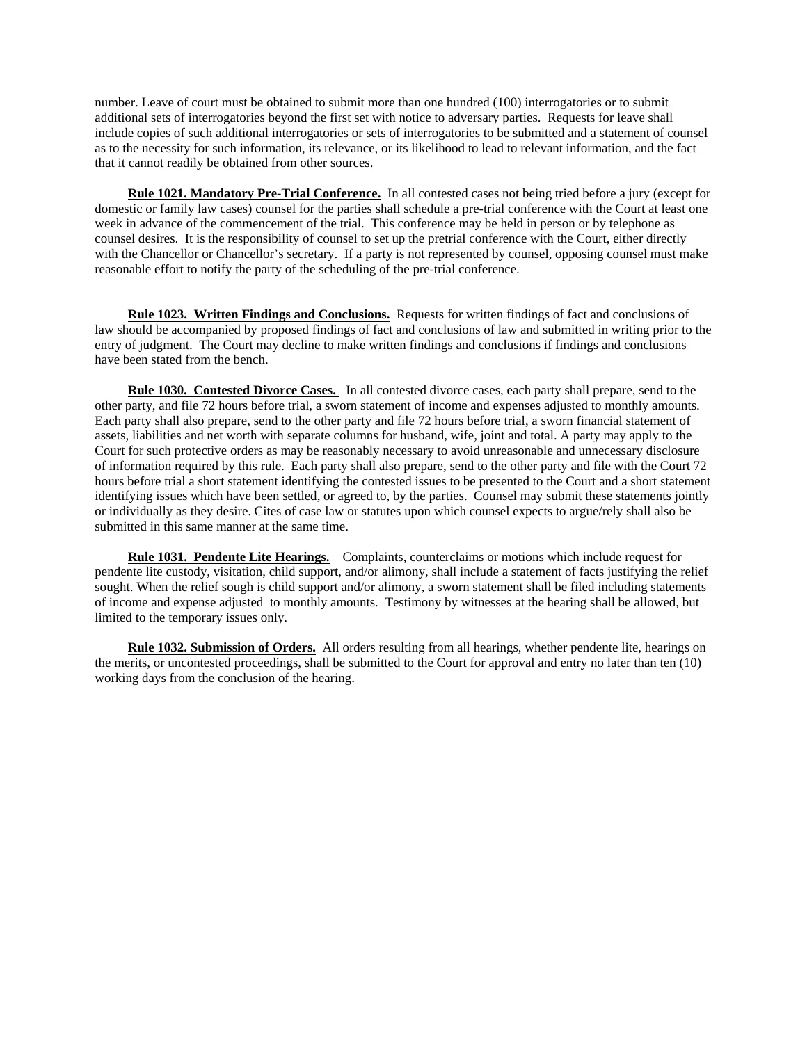number. Leave of court must be obtained to submit more than one hundred (100) interrogatories or to submit additional sets of interrogatories beyond the first set with notice to adversary parties. Requests for leave shall include copies of such additional interrogatories or sets of interrogatories to be submitted and a statement of counsel as to the necessity for such information, its relevance, or its likelihood to lead to relevant information, and the fact that it cannot readily be obtained from other sources.

**Rule 1021. Mandatory Pre-Trial Conference.** In all contested cases not being tried before a jury (except for domestic or family law cases) counsel for the parties shall schedule a pre-trial conference with the Court at least one week in advance of the commencement of the trial. This conference may be held in person or by telephone as counsel desires. It is the responsibility of counsel to set up the pretrial conference with the Court, either directly with the Chancellor or Chancellor's secretary. If a party is not represented by counsel, opposing counsel must make reasonable effort to notify the party of the scheduling of the pre-trial conference.

**Rule 1023. Written Findings and Conclusions.** Requests for written findings of fact and conclusions of law should be accompanied by proposed findings of fact and conclusions of law and submitted in writing prior to the entry of judgment. The Court may decline to make written findings and conclusions if findings and conclusions have been stated from the bench.

**Rule 1030. Contested Divorce Cases.** In all contested divorce cases, each party shall prepare, send to the other party, and file 72 hours before trial, a sworn statement of income and expenses adjusted to monthly amounts. Each party shall also prepare, send to the other party and file 72 hours before trial, a sworn financial statement of assets, liabilities and net worth with separate columns for husband, wife, joint and total. A party may apply to the Court for such protective orders as may be reasonably necessary to avoid unreasonable and unnecessary disclosure of information required by this rule. Each party shall also prepare, send to the other party and file with the Court 72 hours before trial a short statement identifying the contested issues to be presented to the Court and a short statement identifying issues which have been settled, or agreed to, by the parties. Counsel may submit these statements jointly or individually as they desire. Cites of case law or statutes upon which counsel expects to argue/rely shall also be submitted in this same manner at the same time.

**Rule 1031. Pendente Lite Hearings.** Complaints, counterclaims or motions which include request for pendente lite custody, visitation, child support, and/or alimony, shall include a statement of facts justifying the relief sought. When the relief sough is child support and/or alimony, a sworn statement shall be filed including statements of income and expense adjusted to monthly amounts. Testimony by witnesses at the hearing shall be allowed, but limited to the temporary issues only.

**Rule 1032. Submission of Orders.** All orders resulting from all hearings, whether pendente lite, hearings on the merits, or uncontested proceedings, shall be submitted to the Court for approval and entry no later than ten (10) working days from the conclusion of the hearing.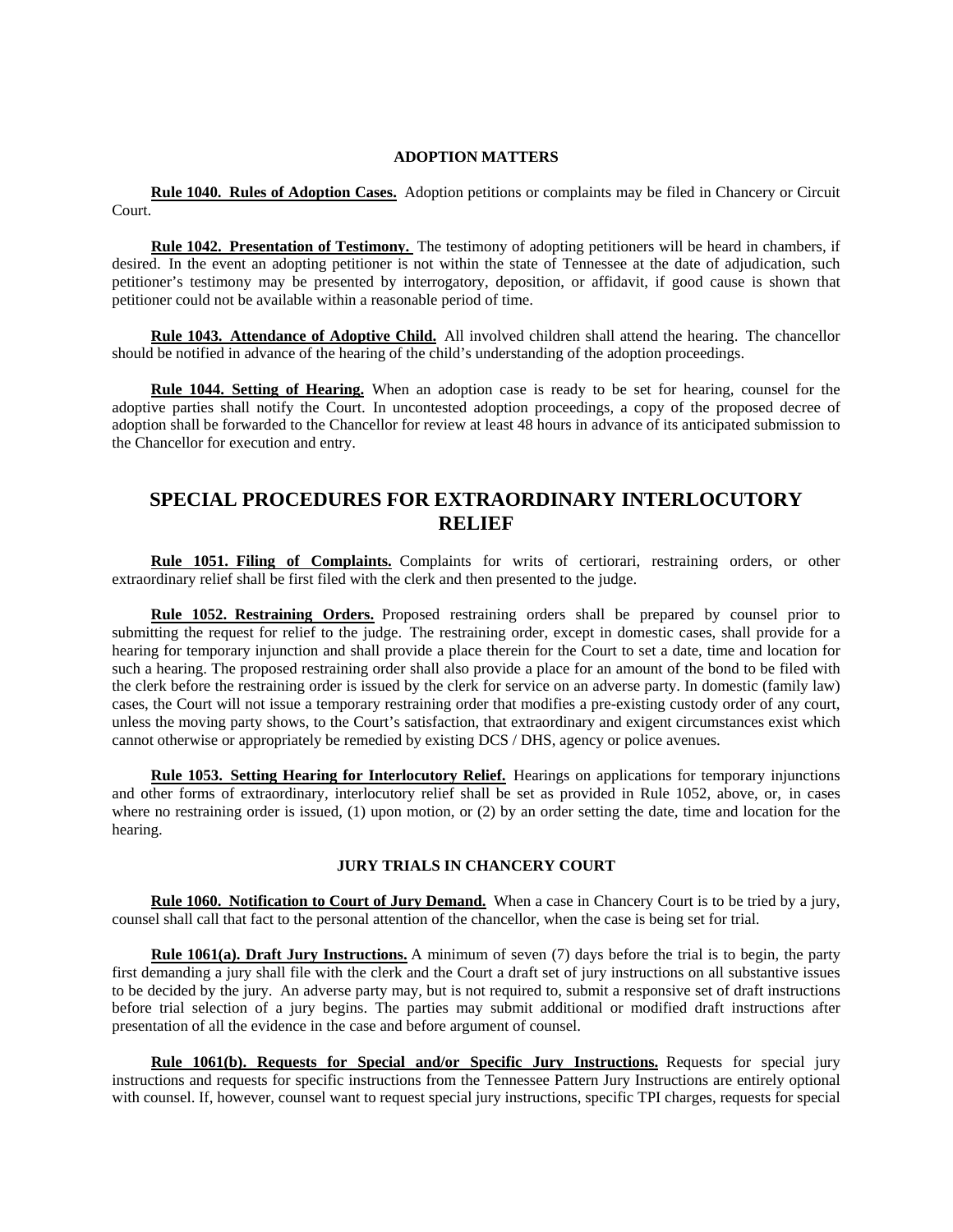### ADOPTION MATTERS

**Rule 1040. Rules of Adoption Cases.** Adoption petitions or complaints may be filed in Chancery or Circuit Court.

**Rule 1042. Presentation of Testimony.** The testimony of adopting petitioners will be heard in chambers, if desired. In the event an adopting petitioner is not within the state of Tennessee at the date of adjudication, such petitioner's testimony may be presented by interrogatory, deposition, or affidavit, if good cause is shown that petitioner could not be available within a reasonable period of time.

**Rule 1043. Attendance of Adoptive Child.** All involved children shall attend the hearing. The chancellor should be notified in advance of the hearing of the child's understanding of the adoption proceedings.

**Rule 1044. Setting of Hearing.** When an adoption case is ready to be set for hearing, counsel for the adoptive parties shall notify the Court. In uncontested adoption proceedings, a copy of the proposed decree of adoption shall be forwarded to the Chancellor for review at least 48 hours in advance of its anticipated submission to the Chancellor for execution and entry.

## SPECIAL PROCEDURES FOR EXTRAORDINARY INTERLOCUTORY RELIEF

**Rule 1051. Filing of Complaints.** Complaints for writs of certiorari, restraining orders, or other extraordinary relief shall be first filed with the clerk and then presented to the judge.

**Rule 1052. Restraining Orders.** Proposed restraining orders shall be prepared by counsel prior to submitting the request for relief to the judge. The restraining order, except in domestic cases, shall provide for a hearing for temporary injunction and shall provide a place therein for the Court to set a date, time and location for such a hearing. The proposed restraining order shall also provide a place for an amount of the bond to be filed with the clerk before the restraining order is issued by the clerk for service on an adverse party. In domestic (family law) cases, the Court will not issue a temporary restraining order that modifies a pre-existing custody order of any court, unless the moving party shows, to the Court's satisfaction, that extraordinary and exigent circumstances exist which cannot otherwise or appropriately be remedied by existing DCS / DHS, agency or police avenues.

**Rule 1053. Setting Hearing for Interlocutory Relief.** Hearings on applications for temporary injunctions and other forms of extraordinary, interlocutory relief shall be set as provided in Rule 1052, above, or, in cases where no restraining order is issued, (1) upon motion, or (2) by an order setting the date, time and location for the hearing.

### JURY TRIALS IN CHANCERY COURT

**Rule 1060. Notification to Court of Jury Demand.** When a case in Chancery Court is to be tried by a jury, counsel shall call that fact to the personal attention of the chancellor, when the case is being set for trial.

**Rule 1061(a). Draft Jury Instructions.** A minimum of seven (7) days before the trial is to begin, the party first demanding a jury shall file with the clerk and the Court a draft set of jury instructions on all substantive issues to be decided by the jury. An adverse party may, but is not required to, submit a responsive set of draft instructions before trial selection of a jury begins. The parties may submit additional or modified draft instructions after presentation of all the evidence in the case and before argument of counsel.

**Rule 1061(b). Requests for Special and/or Specific Jury Instructions.** Requests for special jury instructions and requests for specific instructions from the Tennessee Pattern Jury Instructions are entirely optional with counsel. If, however, counsel want to request special jury instructions, specific TPI charges, requests for special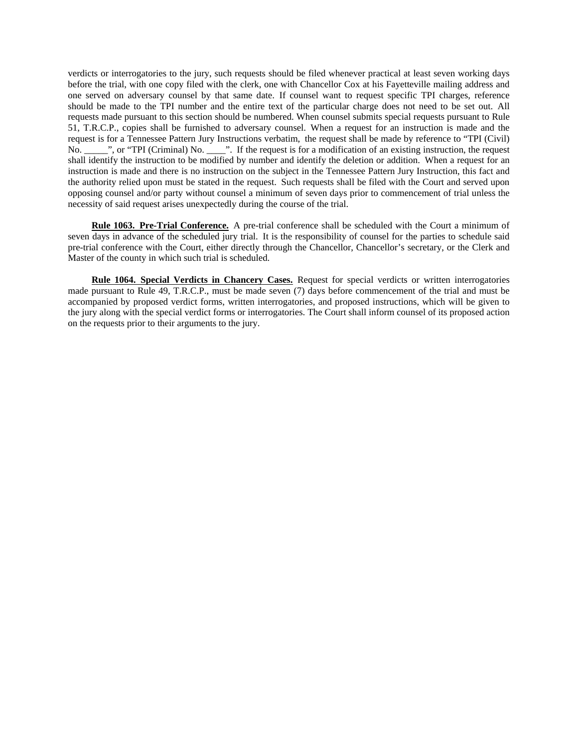verdicts or interrogatories to the jury, such requests should be filed whenever practical at least seven working days before the trial, with one copy filed with the clerk, one with Chancellor Cox at his Fayetteville mailing address and one served on adversary counsel by that same date. If counsel want to request specific TPI charges, reference should be made to the TPI number and the entire text of the particular charge does not need to be set out. All requests made pursuant to this section should be numbered. When counsel submits special requests pursuant to Rule 51, T.R.C.P., copies shall be furnished to adversary counsel. When a request for an instruction is made and the request is for a Tennessee Pattern Jury Instructions verbatim, the request shall be made by reference to "TPI (Civil) No. _____", or "TPI (Criminal) No. ____". If the request is for a modification of an existing instruction, the request shall identify the instruction to be modified by number and identify the deletion or addition. When a request for an instruction is made and there is no instruction on the subject in the Tennessee Pattern Jury Instruction, this fact and the authority relied upon must be stated in the request. Such requests shall be filed with the Court and served upon opposing counsel and/or party without counsel a minimum of seven days prior to commencement of trial unless the necessity of said request arises unexpectedly during the course of the trial.

**Rule 1063. Pre-Trial Conference.** A pre-trial conference shall be scheduled with the Court a minimum of seven days in advance of the scheduled jury trial. It is the responsibility of counsel for the parties to schedule said pre-trial conference with the Court, either directly through the Chancellor, Chancellor's secretary, or the Clerk and Master of the county in which such trial is scheduled.

**Rule 1064. Special Verdicts in Chancery Cases.** Request for special verdicts or written interrogatories made pursuant to Rule 49, T.R.C.P., must be made seven (7) days before commencement of the trial and must be accompanied by proposed verdict forms, written interrogatories, and proposed instructions, which will be given to the jury along with the special verdict forms or interrogatories. The Court shall inform counsel of its proposed action on the requests prior to their arguments to the jury.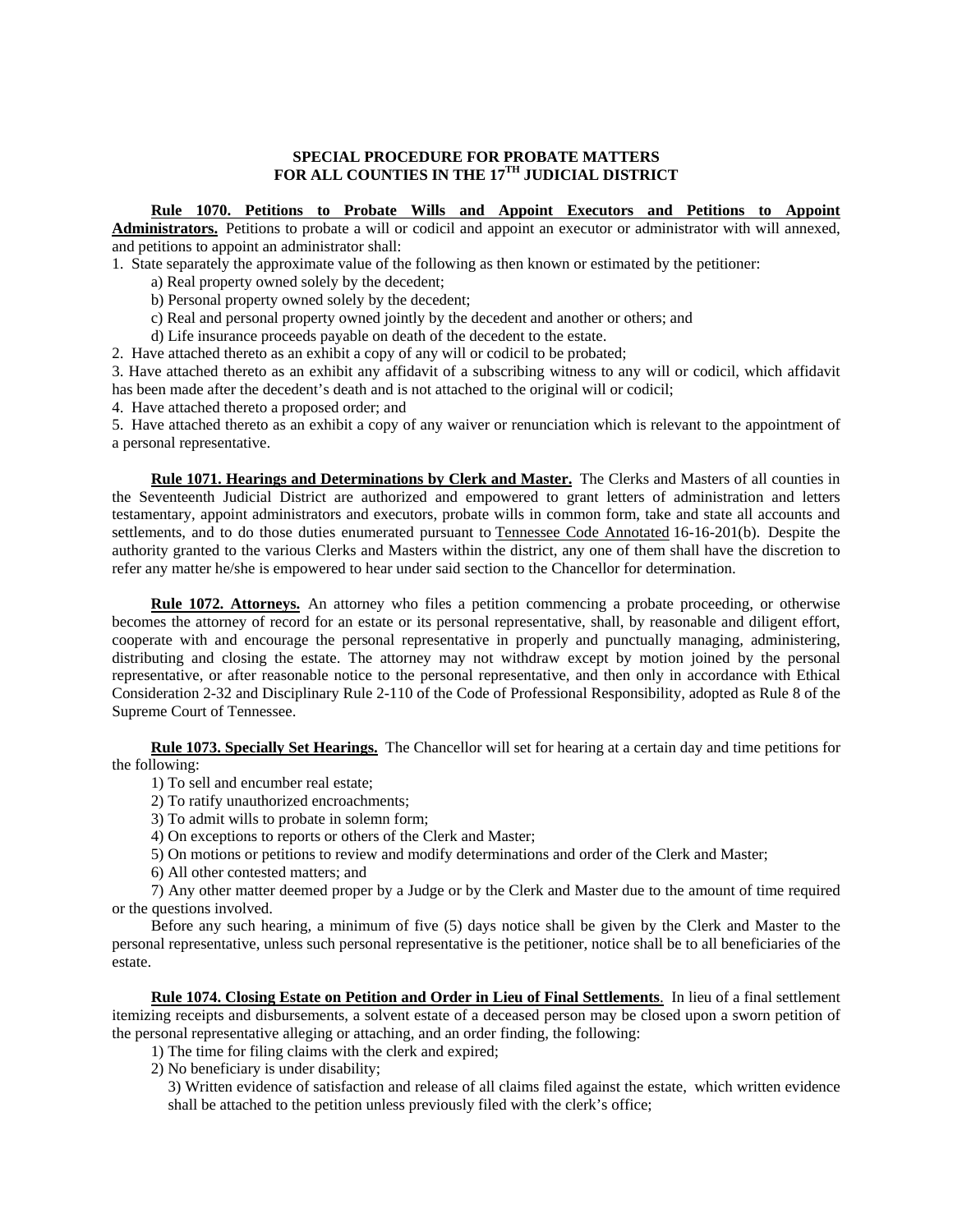**SPECIAL PROCEDURE FOR PROBATE MATTERS**
**FOR ALL COUNTIES IN THE 17TH JUDICIAL DISTRICT**

**Rule 1070. Petitions to Probate Wills and Appoint Executors and Petitions to Appoint Administrators.** Petitions to probate a will or codicil and appoint an executor or administrator with will annexed, and petitions to appoint an administrator shall:

1. State separately the approximate value of the following as then known or estimated by the petitioner:
   a) Real property owned solely by the decedent;
   b) Personal property owned solely by the decedent;
   c) Real and personal property owned jointly by the decedent and another or others; and
   d) Life insurance proceeds payable on death of the decedent to the estate.
2. Have attached thereto as an exhibit a copy of any will or codicil to be probated;
3. Have attached thereto as an exhibit any affidavit of a subscribing witness to any will or codicil, which affidavit has been made after the decedent's death and is not attached to the original will or codicil;
4. Have attached thereto a proposed order; and
5. Have attached thereto as an exhibit a copy of any waiver or renunciation which is relevant to the appointment of a personal representative.

**Rule 1071. Hearings and Determinations by Clerk and Master.** The Clerks and Masters of all counties in the Seventeenth Judicial District are authorized and empowered to grant letters of administration and letters testamentary, appoint administrators and executors, probate wills in common form, take and state all accounts and settlements, and to do those duties enumerated pursuant to Tennessee Code Annotated 16-16-201(b). Despite the authority granted to the various Clerks and Masters within the district, any one of them shall have the discretion to refer any matter he/she is empowered to hear under said section to the Chancellor for determination.

**Rule 1072. Attorneys.** An attorney who files a petition commencing a probate proceeding, or otherwise becomes the attorney of record for an estate or its personal representative, shall, by reasonable and diligent effort, cooperate with and encourage the personal representative in properly and punctually managing, administering, distributing and closing the estate. The attorney may not withdraw except by motion joined by the personal representative, or after reasonable notice to the personal representative, and then only in accordance with Ethical Consideration 2-32 and Disciplinary Rule 2-110 of the Code of Professional Responsibility, adopted as Rule 8 of the Supreme Court of Tennessee.

**Rule 1073. Specially Set Hearings.** The Chancellor will set for hearing at a certain day and time petitions for the following:

1) To sell and encumber real estate;
2) To ratify unauthorized encroachments;
3) To admit wills to probate in solemn form;
4) On exceptions to reports or others of the Clerk and Master;
5) On motions or petitions to review and modify determinations and order of the Clerk and Master;
6) All other contested matters; and
7) Any other matter deemed proper by a Judge or by the Clerk and Master due to the amount of time required or the questions involved.

Before any such hearing, a minimum of five (5) days notice shall be given by the Clerk and Master to the personal representative, unless such personal representative is the petitioner, notice shall be to all beneficiaries of the estate.

**Rule 1074. Closing Estate on Petition and Order in Lieu of Final Settlements**. In lieu of a final settlement itemizing receipts and disbursements, a solvent estate of a deceased person may be closed upon a sworn petition of the personal representative alleging or attaching, and an order finding, the following:

1) The time for filing claims with the clerk and expired;
2) No beneficiary is under disability;
3) Written evidence of satisfaction and release of all claims filed against the estate, which written evidence shall be attached to the petition unless previously filed with the clerk's office;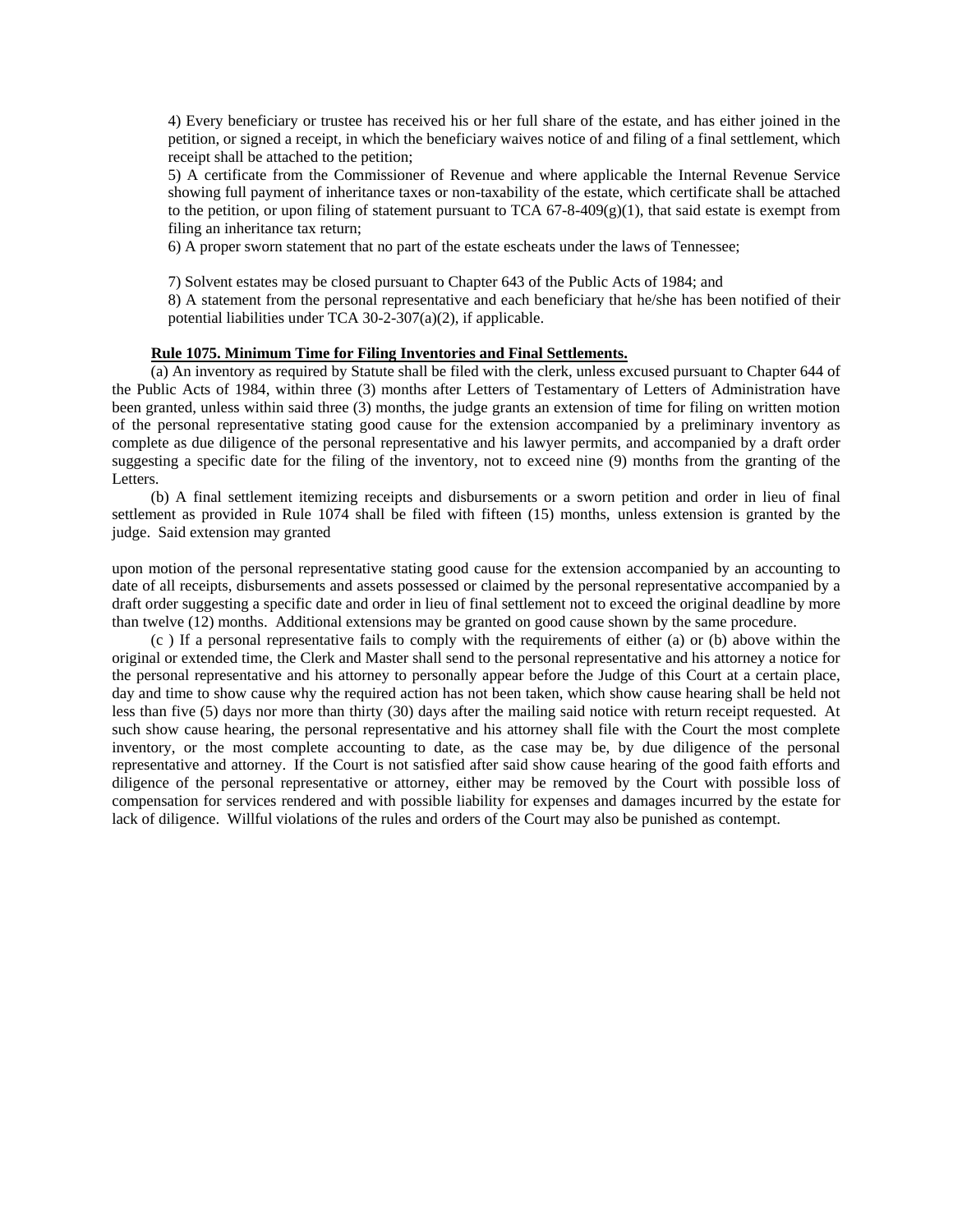4) Every beneficiary or trustee has received his or her full share of the estate, and has either joined in the petition, or signed a receipt, in which the beneficiary waives notice of and filing of a final settlement, which receipt shall be attached to the petition;

5) A certificate from the Commissioner of Revenue and where applicable the Internal Revenue Service showing full payment of inheritance taxes or non-taxability of the estate, which certificate shall be attached to the petition, or upon filing of statement pursuant to TCA 67-8-409(g)(1), that said estate is exempt from filing an inheritance tax return;

6) A proper sworn statement that no part of the estate escheats under the laws of Tennessee;

7) Solvent estates may be closed pursuant to Chapter 643 of the Public Acts of 1984; and

8) A statement from the personal representative and each beneficiary that he/she has been notified of their potential liabilities under TCA 30-2-307(a)(2), if applicable.

**Rule 1075. Minimum Time for Filing Inventories and Final Settlements.**

(a) An inventory as required by Statute shall be filed with the clerk, unless excused pursuant to Chapter 644 of the Public Acts of 1984, within three (3) months after Letters of Testamentary of Letters of Administration have been granted, unless within said three (3) months, the judge grants an extension of time for filing on written motion of the personal representative stating good cause for the extension accompanied by a preliminary inventory as complete as due diligence of the personal representative and his lawyer permits, and accompanied by a draft order suggesting a specific date for the filing of the inventory, not to exceed nine (9) months from the granting of the Letters.

(b) A final settlement itemizing receipts and disbursements or a sworn petition and order in lieu of final settlement as provided in Rule 1074 shall be filed with fifteen (15) months, unless extension is granted by the judge. Said extension may granted

upon motion of the personal representative stating good cause for the extension accompanied by an accounting to date of all receipts, disbursements and assets possessed or claimed by the personal representative accompanied by a draft order suggesting a specific date and order in lieu of final settlement not to exceed the original deadline by more than twelve (12) months. Additional extensions may be granted on good cause shown by the same procedure.

(c ) If a personal representative fails to comply with the requirements of either (a) or (b) above within the original or extended time, the Clerk and Master shall send to the personal representative and his attorney a notice for the personal representative and his attorney to personally appear before the Judge of this Court at a certain place, day and time to show cause why the required action has not been taken, which show cause hearing shall be held not less than five (5) days nor more than thirty (30) days after the mailing said notice with return receipt requested. At such show cause hearing, the personal representative and his attorney shall file with the Court the most complete inventory, or the most complete accounting to date, as the case may be, by due diligence of the personal representative and attorney. If the Court is not satisfied after said show cause hearing of the good faith efforts and diligence of the personal representative or attorney, either may be removed by the Court with possible loss of compensation for services rendered and with possible liability for expenses and damages incurred by the estate for lack of diligence. Willful violations of the rules and orders of the Court may also be punished as contempt.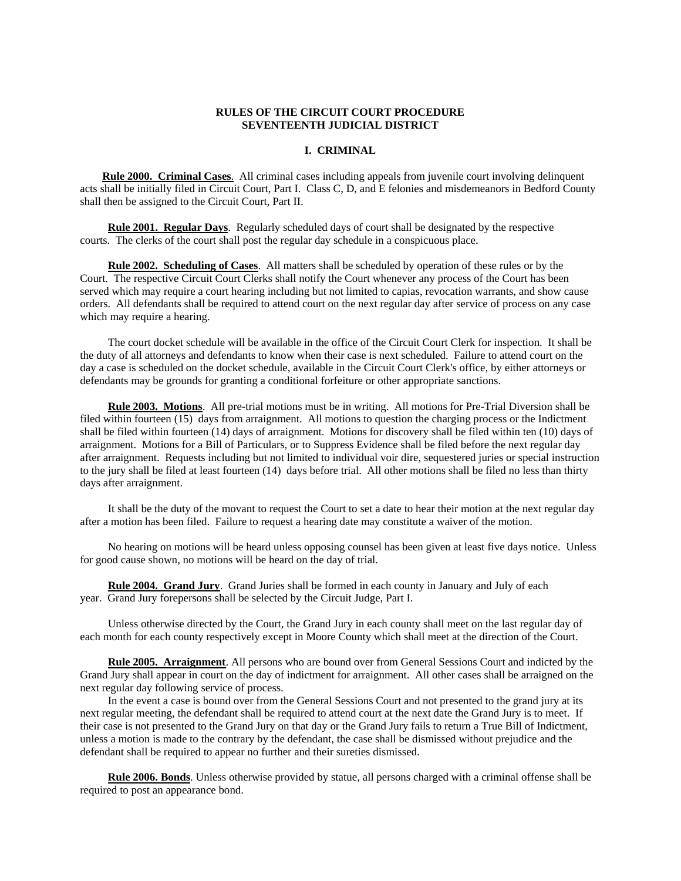**RULES OF THE CIRCUIT COURT PROCEDURE**
**SEVENTEENTH JUDICIAL DISTRICT**

**I. CRIMINAL**

**Rule 2000. Criminal Cases**. All criminal cases including appeals from juvenile court involving delinquent acts shall be initially filed in Circuit Court, Part I. Class C, D, and E felonies and misdemeanors in Bedford County shall then be assigned to the Circuit Court, Part II.

**Rule 2001. Regular Days**. Regularly scheduled days of court shall be designated by the respective courts. The clerks of the court shall post the regular day schedule in a conspicuous place.

**Rule 2002. Scheduling of Cases**. All matters shall be scheduled by operation of these rules or by the Court. The respective Circuit Court Clerks shall notify the Court whenever any process of the Court has been served which may require a court hearing including but not limited to capias, revocation warrants, and show cause orders. All defendants shall be required to attend court on the next regular day after service of process on any case which may require a hearing.

The court docket schedule will be available in the office of the Circuit Court Clerk for inspection. It shall be the duty of all attorneys and defendants to know when their case is next scheduled. Failure to attend court on the day a case is scheduled on the docket schedule, available in the Circuit Court Clerk's office, by either attorneys or defendants may be grounds for granting a conditional forfeiture or other appropriate sanctions.

**Rule 2003. Motions**. All pre-trial motions must be in writing. All motions for Pre-Trial Diversion shall be filed within fourteen (15) days from arraignment. All motions to question the charging process or the Indictment shall be filed within fourteen (14) days of arraignment. Motions for discovery shall be filed within ten (10) days of arraignment. Motions for a Bill of Particulars, or to Suppress Evidence shall be filed before the next regular day after arraignment. Requests including but not limited to individual voir dire, sequestered juries or special instruction to the jury shall be filed at least fourteen (14) days before trial. All other motions shall be filed no less than thirty days after arraignment.

It shall be the duty of the movant to request the Court to set a date to hear their motion at the next regular day after a motion has been filed. Failure to request a hearing date may constitute a waiver of the motion.

No hearing on motions will be heard unless opposing counsel has been given at least five days notice. Unless for good cause shown, no motions will be heard on the day of trial.

**Rule 2004. Grand Jury**. Grand Juries shall be formed in each county in January and July of each year. Grand Jury forepersons shall be selected by the Circuit Judge, Part I.

Unless otherwise directed by the Court, the Grand Jury in each county shall meet on the last regular day of each month for each county respectively except in Moore County which shall meet at the direction of the Court.

**Rule 2005. Arraignment**. All persons who are bound over from General Sessions Court and indicted by the Grand Jury shall appear in court on the day of indictment for arraignment. All other cases shall be arraigned on the next regular day following service of process.

In the event a case is bound over from the General Sessions Court and not presented to the grand jury at its next regular meeting, the defendant shall be required to attend court at the next date the Grand Jury is to meet. If their case is not presented to the Grand Jury on that day or the Grand Jury fails to return a True Bill of Indictment, unless a motion is made to the contrary by the defendant, the case shall be dismissed without prejudice and the defendant shall be required to appear no further and their sureties dismissed.

**Rule 2006. Bonds**. Unless otherwise provided by statue, all persons charged with a criminal offense shall be required to post an appearance bond.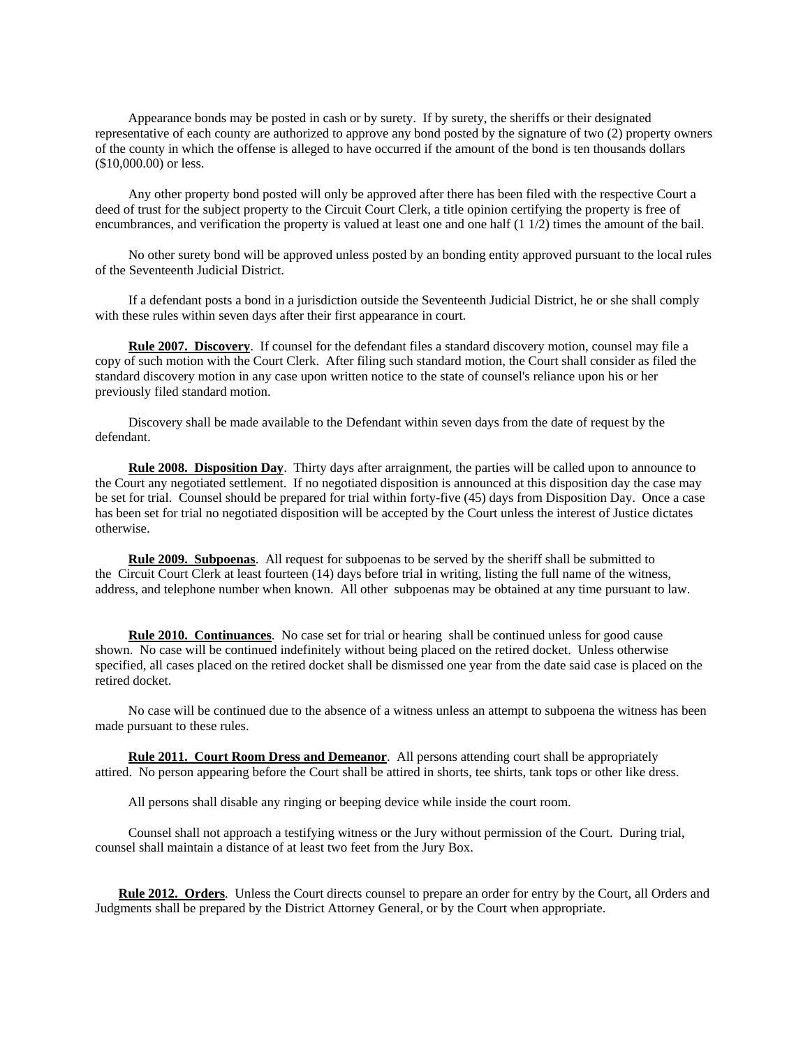Appearance bonds may be posted in cash or by surety. If by surety, the sheriffs or their designated representative of each county are authorized to approve any bond posted by the signature of two (2) property owners of the county in which the offense is alleged to have occurred if the amount of the bond is ten thousands dollars ($10,000.00) or less.

Any other property bond posted will only be approved after there has been filed with the respective Court a deed of trust for the subject property to the Circuit Court Clerk, a title opinion certifying the property is free of encumbrances, and verification the property is valued at least one and one half (1 1/2) times the amount of the bail.

No other surety bond will be approved unless posted by an bonding entity approved pursuant to the local rules of the Seventeenth Judicial District.

If a defendant posts a bond in a jurisdiction outside the Seventeenth Judicial District, he or she shall comply with these rules within seven days after their first appearance in court.

**Rule 2007. Discovery**. If counsel for the defendant files a standard discovery motion, counsel may file a copy of such motion with the Court Clerk. After filing such standard motion, the Court shall consider as filed the standard discovery motion in any case upon written notice to the state of counsel's reliance upon his or her previously filed standard motion.

Discovery shall be made available to the Defendant within seven days from the date of request by the defendant.

**Rule 2008. Disposition Day**. Thirty days after arraignment, the parties will be called upon to announce to the Court any negotiated settlement. If no negotiated disposition is announced at this disposition day the case may be set for trial. Counsel should be prepared for trial within forty-five (45) days from Disposition Day. Once a case has been set for trial no negotiated disposition will be accepted by the Court unless the interest of Justice dictates otherwise.

**Rule 2009. Subpoenas**. All request for subpoenas to be served by the sheriff shall be submitted to the Circuit Court Clerk at least fourteen (14) days before trial in writing, listing the full name of the witness, address, and telephone number when known. All other subpoenas may be obtained at any time pursuant to law.

**Rule 2010. Continuances**. No case set for trial or hearing shall be continued unless for good cause shown. No case will be continued indefinitely without being placed on the retired docket. Unless otherwise specified, all cases placed on the retired docket shall be dismissed one year from the date said case is placed on the retired docket.

No case will be continued due to the absence of a witness unless an attempt to subpoena the witness has been made pursuant to these rules.

**Rule 2011. Court Room Dress and Demeanor**. All persons attending court shall be appropriately attired. No person appearing before the Court shall be attired in shorts, tee shirts, tank tops or other like dress.

All persons shall disable any ringing or beeping device while inside the court room.

Counsel shall not approach a testifying witness or the Jury without permission of the Court. During trial, counsel shall maintain a distance of at least two feet from the Jury Box.

**Rule 2012. Orders**. Unless the Court directs counsel to prepare an order for entry by the Court, all Orders and Judgments shall be prepared by the District Attorney General, or by the Court when appropriate.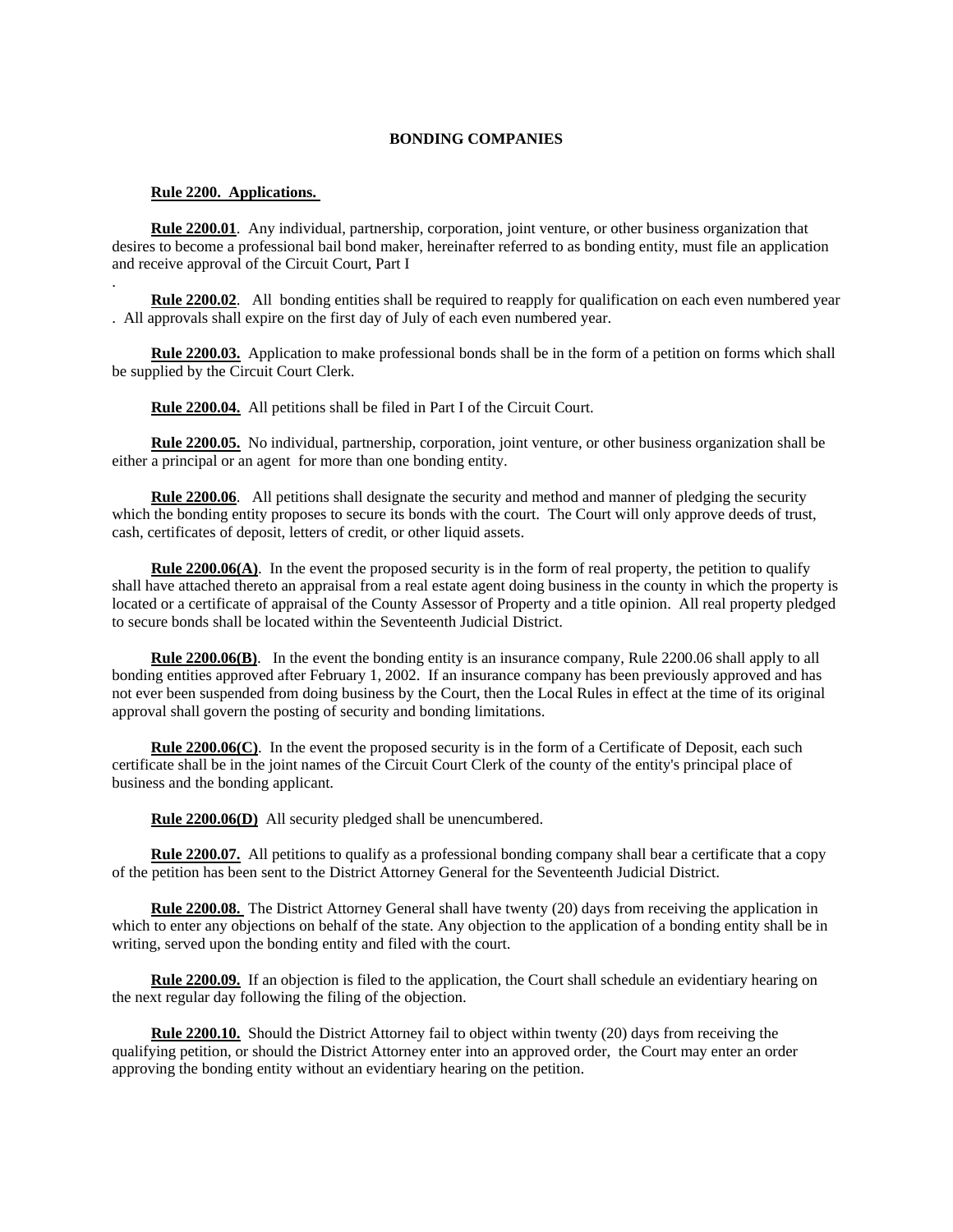## BONDING COMPANIES

**Rule 2200. Applications.**

**Rule 2200.01**. Any individual, partnership, corporation, joint venture, or other business organization that desires to become a professional bail bond maker, hereinafter referred to as bonding entity, must file an application and receive approval of the Circuit Court, Part I
.

**Rule 2200.02**. All bonding entities shall be required to reapply for qualification on each even numbered year . All approvals shall expire on the first day of July of each even numbered year.

**Rule 2200.03.** Application to make professional bonds shall be in the form of a petition on forms which shall be supplied by the Circuit Court Clerk.

**Rule 2200.04.** All petitions shall be filed in Part I of the Circuit Court.

**Rule 2200.05.** No individual, partnership, corporation, joint venture, or other business organization shall be either a principal or an agent for more than one bonding entity.

**Rule 2200.06**. All petitions shall designate the security and method and manner of pledging the security which the bonding entity proposes to secure its bonds with the court. The Court will only approve deeds of trust, cash, certificates of deposit, letters of credit, or other liquid assets.

**Rule 2200.06(A)**. In the event the proposed security is in the form of real property, the petition to qualify shall have attached thereto an appraisal from a real estate agent doing business in the county in which the property is located or a certificate of appraisal of the County Assessor of Property and a title opinion. All real property pledged to secure bonds shall be located within the Seventeenth Judicial District.

**Rule 2200.06(B)**. In the event the bonding entity is an insurance company, Rule 2200.06 shall apply to all bonding entities approved after February 1, 2002. If an insurance company has been previously approved and has not ever been suspended from doing business by the Court, then the Local Rules in effect at the time of its original approval shall govern the posting of security and bonding limitations.

**Rule 2200.06(C)**. In the event the proposed security is in the form of a Certificate of Deposit, each such certificate shall be in the joint names of the Circuit Court Clerk of the county of the entity's principal place of business and the bonding applicant.

**Rule 2200.06(D)** All security pledged shall be unencumbered.

**Rule 2200.07.** All petitions to qualify as a professional bonding company shall bear a certificate that a copy of the petition has been sent to the District Attorney General for the Seventeenth Judicial District.

**Rule 2200.08.** The District Attorney General shall have twenty (20) days from receiving the application in which to enter any objections on behalf of the state. Any objection to the application of a bonding entity shall be in writing, served upon the bonding entity and filed with the court.

**Rule 2200.09.** If an objection is filed to the application, the Court shall schedule an evidentiary hearing on the next regular day following the filing of the objection.

**Rule 2200.10.** Should the District Attorney fail to object within twenty (20) days from receiving the qualifying petition, or should the District Attorney enter into an approved order, the Court may enter an order approving the bonding entity without an evidentiary hearing on the petition.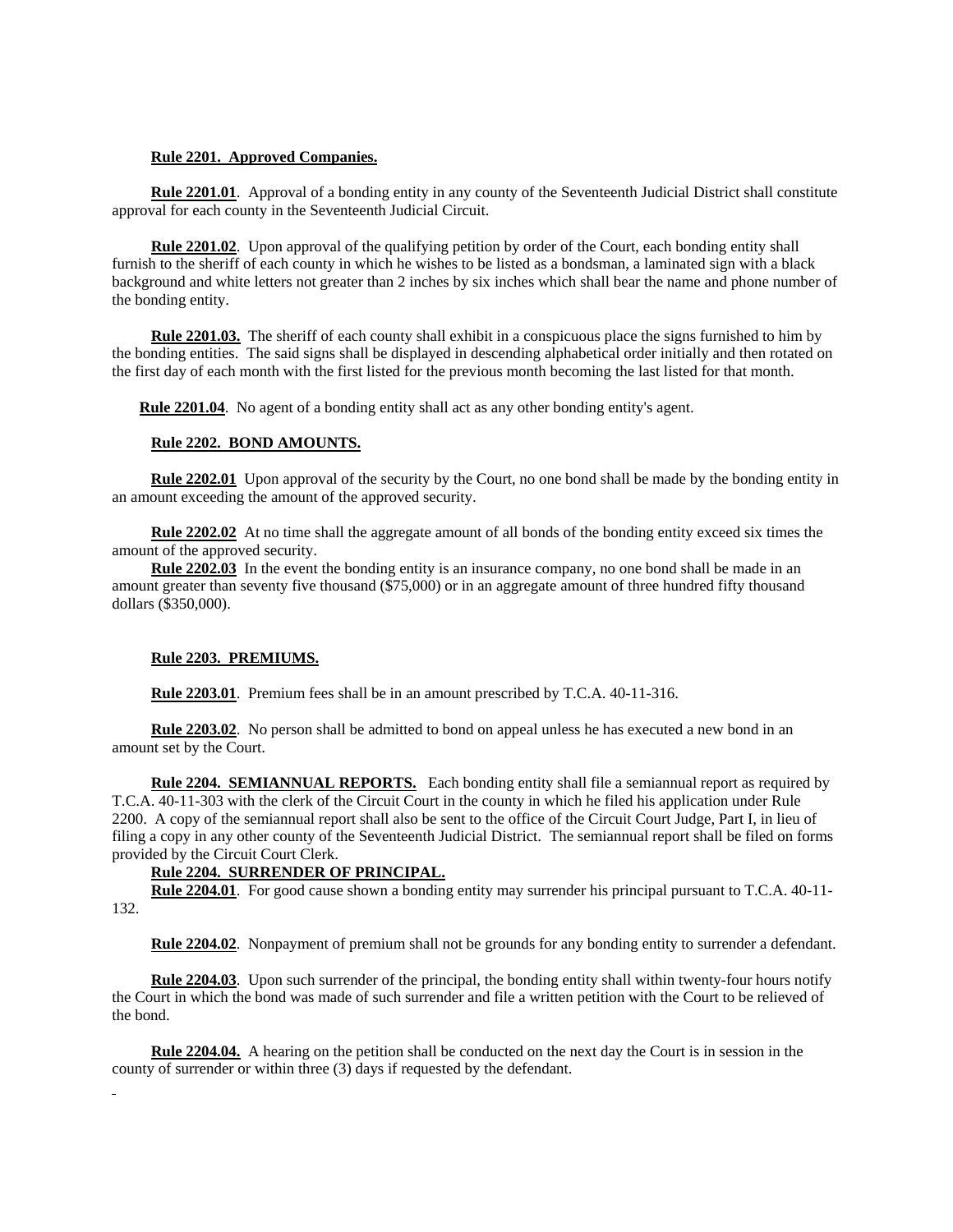**Rule 2201. Approved Companies.**

**Rule 2201.01**. Approval of a bonding entity in any county of the Seventeenth Judicial District shall constitute approval for each county in the Seventeenth Judicial Circuit.

**Rule 2201.02**. Upon approval of the qualifying petition by order of the Court, each bonding entity shall furnish to the sheriff of each county in which he wishes to be listed as a bondsman, a laminated sign with a black background and white letters not greater than 2 inches by six inches which shall bear the name and phone number of the bonding entity.

**Rule 2201.03.** The sheriff of each county shall exhibit in a conspicuous place the signs furnished to him by the bonding entities. The said signs shall be displayed in descending alphabetical order initially and then rotated on the first day of each month with the first listed for the previous month becoming the last listed for that month.

**Rule 2201.04**. No agent of a bonding entity shall act as any other bonding entity's agent.

**Rule 2202. BOND AMOUNTS.**

**Rule 2202.01** Upon approval of the security by the Court, no one bond shall be made by the bonding entity in an amount exceeding the amount of the approved security.

**Rule 2202.02** At no time shall the aggregate amount of all bonds of the bonding entity exceed six times the amount of the approved security.

**Rule 2202.03** In the event the bonding entity is an insurance company, no one bond shall be made in an amount greater than seventy five thousand ($75,000) or in an aggregate amount of three hundred fifty thousand dollars ($350,000).

**Rule 2203. PREMIUMS.**

**Rule 2203.01**. Premium fees shall be in an amount prescribed by T.C.A. 40-11-316.

**Rule 2203.02**. No person shall be admitted to bond on appeal unless he has executed a new bond in an amount set by the Court.

**Rule 2204. SEMIANNUAL REPORTS.** Each bonding entity shall file a semiannual report as required by T.C.A. 40-11-303 with the clerk of the Circuit Court in the county in which he filed his application under Rule 2200. A copy of the semiannual report shall also be sent to the office of the Circuit Court Judge, Part I, in lieu of filing a copy in any other county of the Seventeenth Judicial District. The semiannual report shall be filed on forms provided by the Circuit Court Clerk.

**Rule 2204. SURRENDER OF PRINCIPAL.**

**Rule 2204.01**. For good cause shown a bonding entity may surrender his principal pursuant to T.C.A. 40-11-132.

**Rule 2204.02**. Nonpayment of premium shall not be grounds for any bonding entity to surrender a defendant.

**Rule 2204.03**. Upon such surrender of the principal, the bonding entity shall within twenty-four hours notify the Court in which the bond was made of such surrender and file a written petition with the Court to be relieved of the bond.

**Rule 2204.04.** A hearing on the petition shall be conducted on the next day the Court is in session in the county of surrender or within three (3) days if requested by the defendant.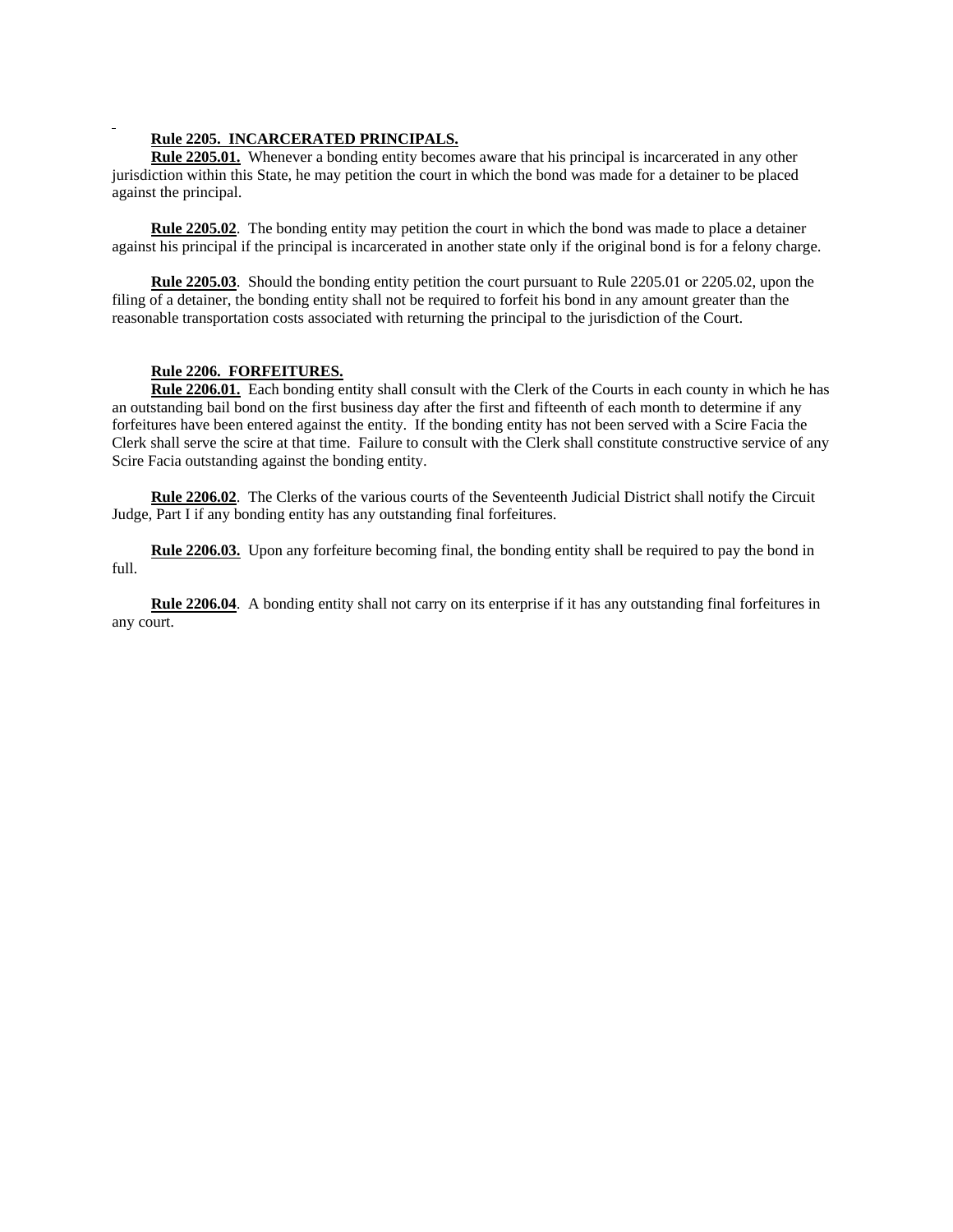**Rule 2205. INCARCERATED PRINCIPALS.**

**Rule 2205.01.** Whenever a bonding entity becomes aware that his principal is incarcerated in any other jurisdiction within this State, he may petition the court in which the bond was made for a detainer to be placed against the principal.

**Rule 2205.02**. The bonding entity may petition the court in which the bond was made to place a detainer against his principal if the principal is incarcerated in another state only if the original bond is for a felony charge.

**Rule 2205.03**. Should the bonding entity petition the court pursuant to Rule 2205.01 or 2205.02, upon the filing of a detainer, the bonding entity shall not be required to forfeit his bond in any amount greater than the reasonable transportation costs associated with returning the principal to the jurisdiction of the Court.

**Rule 2206. FORFEITURES.**

**Rule 2206.01.** Each bonding entity shall consult with the Clerk of the Courts in each county in which he has an outstanding bail bond on the first business day after the first and fifteenth of each month to determine if any forfeitures have been entered against the entity. If the bonding entity has not been served with a Scire Facia the Clerk shall serve the scire at that time. Failure to consult with the Clerk shall constitute constructive service of any Scire Facia outstanding against the bonding entity.

**Rule 2206.02**. The Clerks of the various courts of the Seventeenth Judicial District shall notify the Circuit Judge, Part I if any bonding entity has any outstanding final forfeitures.

**Rule 2206.03.** Upon any forfeiture becoming final, the bonding entity shall be required to pay the bond in full.

**Rule 2206.04**. A bonding entity shall not carry on its enterprise if it has any outstanding final forfeitures in any court.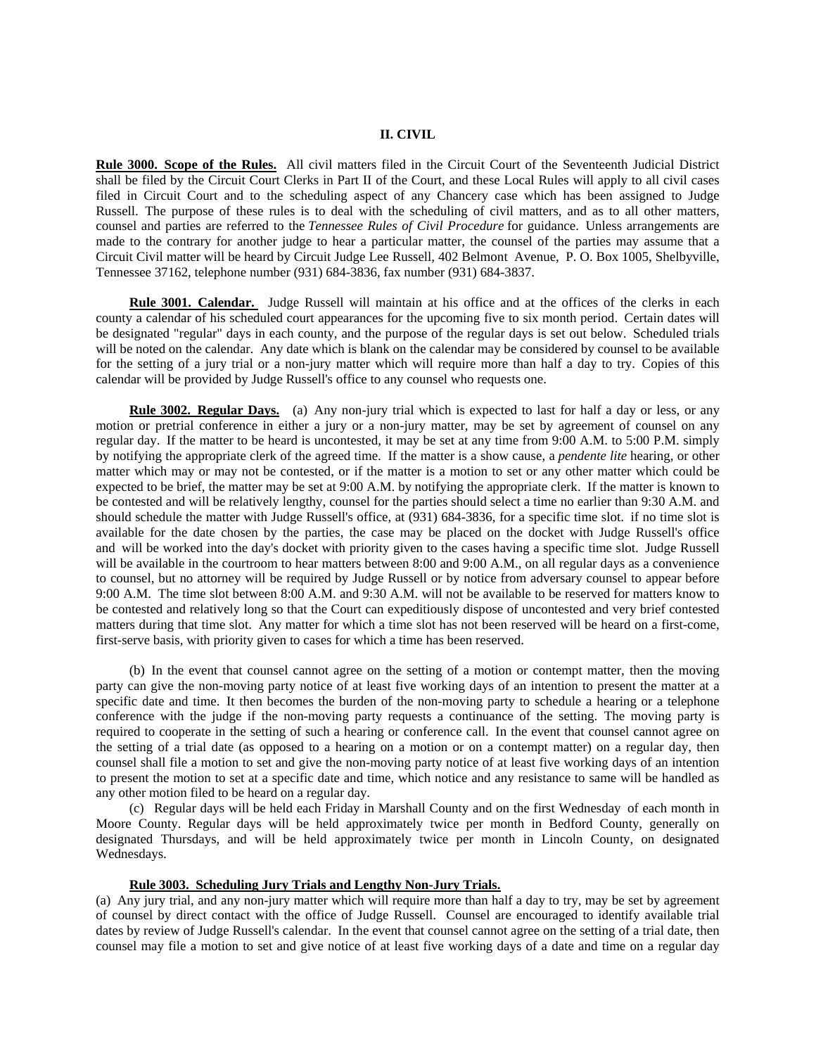## II. CIVIL

**Rule 3000. Scope of the Rules.** All civil matters filed in the Circuit Court of the Seventeenth Judicial District shall be filed by the Circuit Court Clerks in Part II of the Court, and these Local Rules will apply to all civil cases filed in Circuit Court and to the scheduling aspect of any Chancery case which has been assigned to Judge Russell. The purpose of these rules is to deal with the scheduling of civil matters, and as to all other matters, counsel and parties are referred to the *Tennessee Rules of Civil Procedure* for guidance. Unless arrangements are made to the contrary for another judge to hear a particular matter, the counsel of the parties may assume that a Circuit Civil matter will be heard by Circuit Judge Lee Russell, 402 Belmont Avenue, P. O. Box 1005, Shelbyville, Tennessee 37162, telephone number (931) 684-3836, fax number (931) 684-3837.

**Rule 3001. Calendar.** Judge Russell will maintain at his office and at the offices of the clerks in each county a calendar of his scheduled court appearances for the upcoming five to six month period. Certain dates will be designated "regular" days in each county, and the purpose of the regular days is set out below. Scheduled trials will be noted on the calendar. Any date which is blank on the calendar may be considered by counsel to be available for the setting of a jury trial or a non-jury matter which will require more than half a day to try. Copies of this calendar will be provided by Judge Russell's office to any counsel who requests one.

**Rule 3002. Regular Days.** (a) Any non-jury trial which is expected to last for half a day or less, or any motion or pretrial conference in either a jury or a non-jury matter, may be set by agreement of counsel on any regular day. If the matter to be heard is uncontested, it may be set at any time from 9:00 A.M. to 5:00 P.M. simply by notifying the appropriate clerk of the agreed time. If the matter is a show cause, a *pendente lite* hearing, or other matter which may or may not be contested, or if the matter is a motion to set or any other matter which could be expected to be brief, the matter may be set at 9:00 A.M. by notifying the appropriate clerk. If the matter is known to be contested and will be relatively lengthy, counsel for the parties should select a time no earlier than 9:30 A.M. and should schedule the matter with Judge Russell's office, at (931) 684-3836, for a specific time slot. if no time slot is available for the date chosen by the parties, the case may be placed on the docket with Judge Russell's office and will be worked into the day's docket with priority given to the cases having a specific time slot. Judge Russell will be available in the courtroom to hear matters between 8:00 and 9:00 A.M., on all regular days as a convenience to counsel, but no attorney will be required by Judge Russell or by notice from adversary counsel to appear before 9:00 A.M. The time slot between 8:00 A.M. and 9:30 A.M. will not be available to be reserved for matters know to be contested and relatively long so that the Court can expeditiously dispose of uncontested and very brief contested matters during that time slot. Any matter for which a time slot has not been reserved will be heard on a first-come, first-serve basis, with priority given to cases for which a time has been reserved.

(b) In the event that counsel cannot agree on the setting of a motion or contempt matter, then the moving party can give the non-moving party notice of at least five working days of an intention to present the matter at a specific date and time. It then becomes the burden of the non-moving party to schedule a hearing or a telephone conference with the judge if the non-moving party requests a continuance of the setting. The moving party is required to cooperate in the setting of such a hearing or conference call. In the event that counsel cannot agree on the setting of a trial date (as opposed to a hearing on a motion or on a contempt matter) on a regular day, then counsel shall file a motion to set and give the non-moving party notice of at least five working days of an intention to present the motion to set at a specific date and time, which notice and any resistance to same will be handled as any other motion filed to be heard on a regular day.

(c) Regular days will be held each Friday in Marshall County and on the first Wednesday of each month in Moore County. Regular days will be held approximately twice per month in Bedford County, generally on designated Thursdays, and will be held approximately twice per month in Lincoln County, on designated Wednesdays.

**Rule 3003. Scheduling Jury Trials and Lengthy Non-Jury Trials.**

(a) Any jury trial, and any non-jury matter which will require more than half a day to try, may be set by agreement of counsel by direct contact with the office of Judge Russell. Counsel are encouraged to identify available trial dates by review of Judge Russell's calendar. In the event that counsel cannot agree on the setting of a trial date, then counsel may file a motion to set and give notice of at least five working days of a date and time on a regular day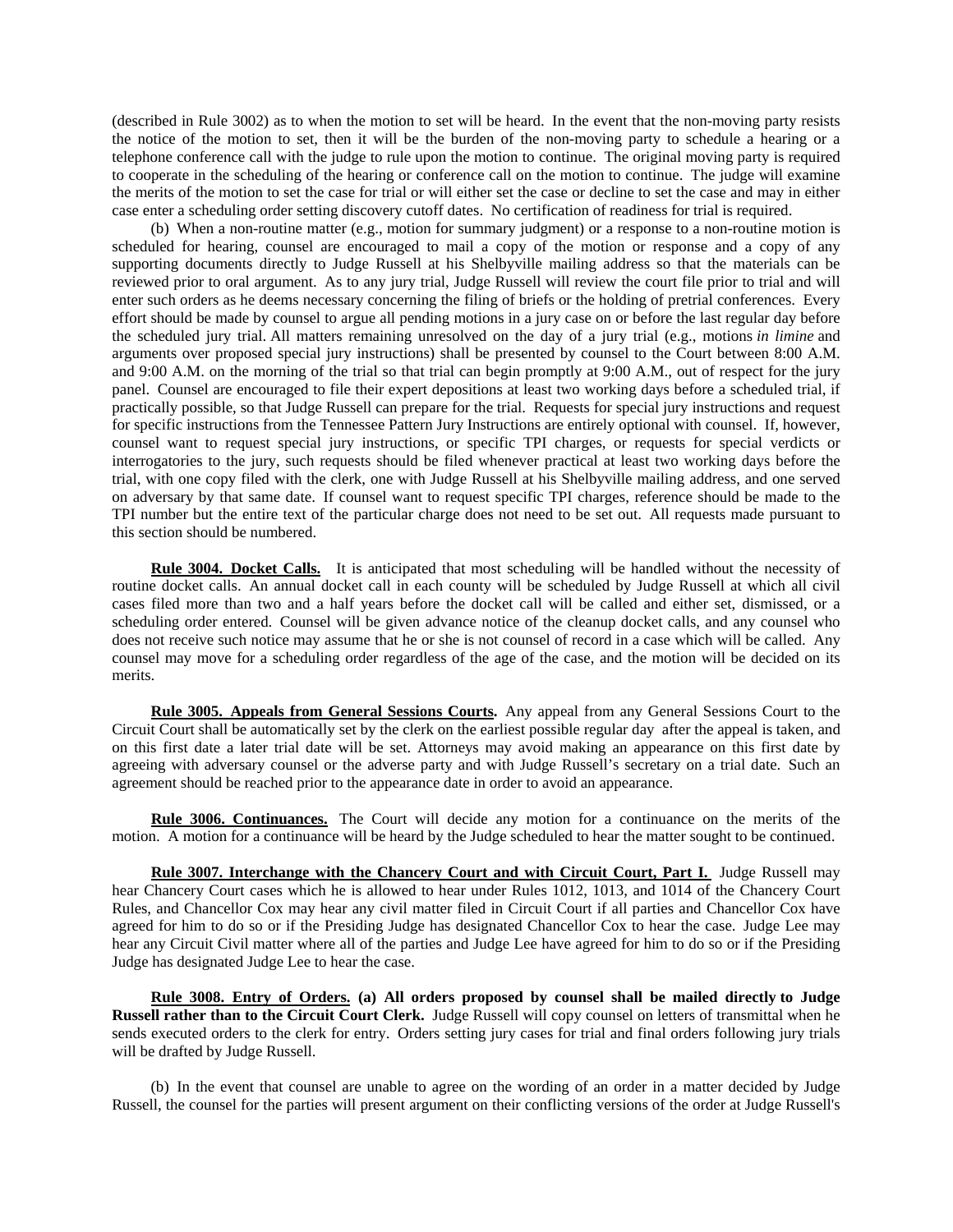(described in Rule 3002) as to when the motion to set will be heard. In the event that the non-moving party resists the notice of the motion to set, then it will be the burden of the non-moving party to schedule a hearing or a telephone conference call with the judge to rule upon the motion to continue. The original moving party is required to cooperate in the scheduling of the hearing or conference call on the motion to continue. The judge will examine the merits of the motion to set the case for trial or will either set the case or decline to set the case and may in either case enter a scheduling order setting discovery cutoff dates. No certification of readiness for trial is required.

(b) When a non-routine matter (e.g., motion for summary judgment) or a response to a non-routine motion is scheduled for hearing, counsel are encouraged to mail a copy of the motion or response and a copy of any supporting documents directly to Judge Russell at his Shelbyville mailing address so that the materials can be reviewed prior to oral argument. As to any jury trial, Judge Russell will review the court file prior to trial and will enter such orders as he deems necessary concerning the filing of briefs or the holding of pretrial conferences. Every effort should be made by counsel to argue all pending motions in a jury case on or before the last regular day before the scheduled jury trial. All matters remaining unresolved on the day of a jury trial (e.g., motions *in limine* and arguments over proposed special jury instructions) shall be presented by counsel to the Court between 8:00 A.M. and 9:00 A.M. on the morning of the trial so that trial can begin promptly at 9:00 A.M., out of respect for the jury panel. Counsel are encouraged to file their expert depositions at least two working days before a scheduled trial, if practically possible, so that Judge Russell can prepare for the trial. Requests for special jury instructions and request for specific instructions from the Tennessee Pattern Jury Instructions are entirely optional with counsel. If, however, counsel want to request special jury instructions, or specific TPI charges, or requests for special verdicts or interrogatories to the jury, such requests should be filed whenever practical at least two working days before the trial, with one copy filed with the clerk, one with Judge Russell at his Shelbyville mailing address, and one served on adversary by that same date. If counsel want to request specific TPI charges, reference should be made to the TPI number but the entire text of the particular charge does not need to be set out. All requests made pursuant to this section should be numbered.

**Rule 3004. Docket Calls.** It is anticipated that most scheduling will be handled without the necessity of routine docket calls. An annual docket call in each county will be scheduled by Judge Russell at which all civil cases filed more than two and a half years before the docket call will be called and either set, dismissed, or a scheduling order entered. Counsel will be given advance notice of the cleanup docket calls, and any counsel who does not receive such notice may assume that he or she is not counsel of record in a case which will be called. Any counsel may move for a scheduling order regardless of the age of the case, and the motion will be decided on its merits.

**Rule 3005. Appeals from General Sessions Courts.** Any appeal from any General Sessions Court to the Circuit Court shall be automatically set by the clerk on the earliest possible regular day after the appeal is taken, and on this first date a later trial date will be set. Attorneys may avoid making an appearance on this first date by agreeing with adversary counsel or the adverse party and with Judge Russell's secretary on a trial date. Such an agreement should be reached prior to the appearance date in order to avoid an appearance.

**Rule 3006. Continuances.** The Court will decide any motion for a continuance on the merits of the motion. A motion for a continuance will be heard by the Judge scheduled to hear the matter sought to be continued.

**Rule 3007. Interchange with the Chancery Court and with Circuit Court, Part I.** Judge Russell may hear Chancery Court cases which he is allowed to hear under Rules 1012, 1013, and 1014 of the Chancery Court Rules, and Chancellor Cox may hear any civil matter filed in Circuit Court if all parties and Chancellor Cox have agreed for him to do so or if the Presiding Judge has designated Chancellor Cox to hear the case. Judge Lee may hear any Circuit Civil matter where all of the parties and Judge Lee have agreed for him to do so or if the Presiding Judge has designated Judge Lee to hear the case.

**Rule 3008. Entry of Orders. (a) All orders proposed by counsel shall be mailed directly to Judge Russell rather than to the Circuit Court Clerk.** Judge Russell will copy counsel on letters of transmittal when he sends executed orders to the clerk for entry. Orders setting jury cases for trial and final orders following jury trials will be drafted by Judge Russell.

(b) In the event that counsel are unable to agree on the wording of an order in a matter decided by Judge Russell, the counsel for the parties will present argument on their conflicting versions of the order at Judge Russell's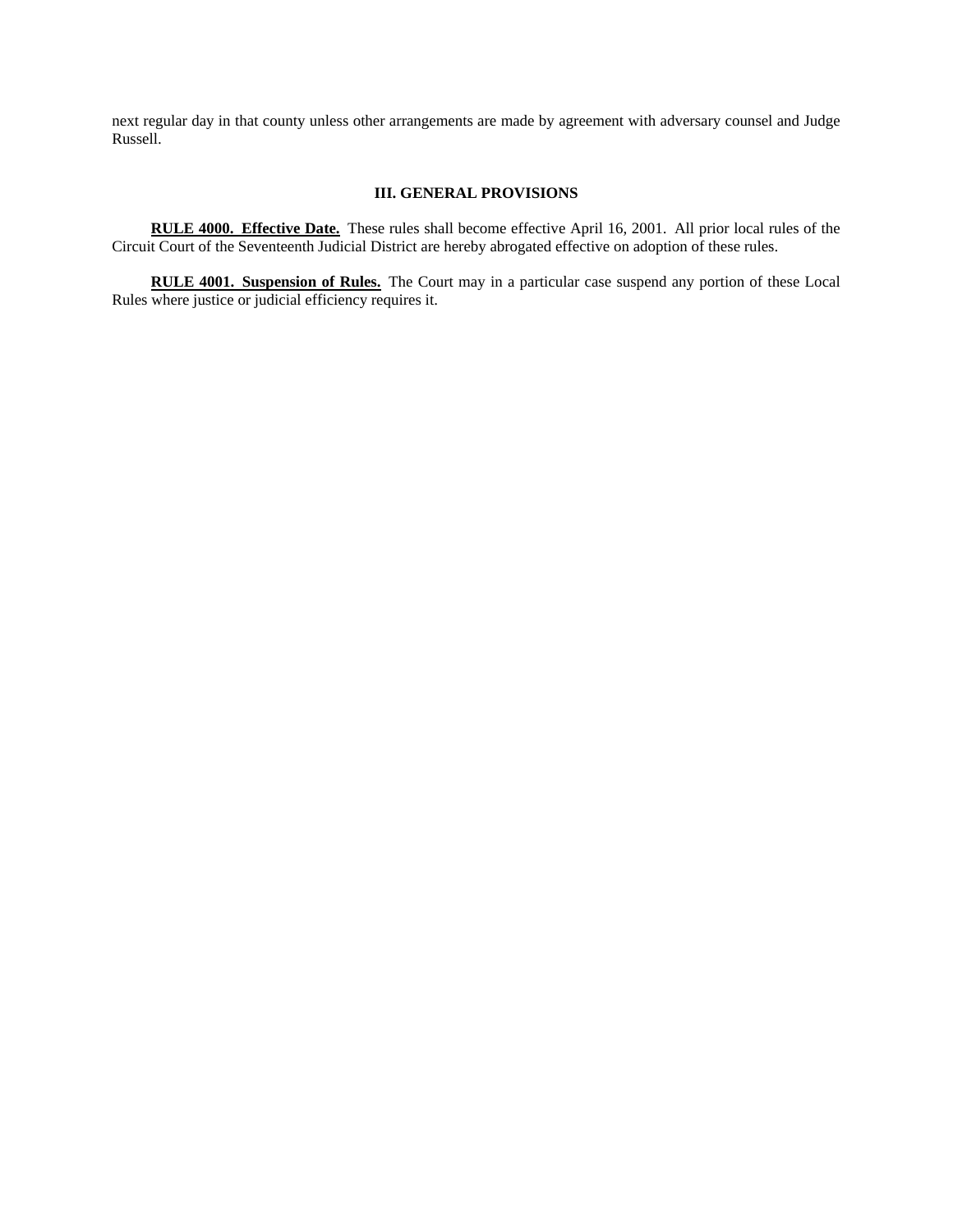next regular day in that county unless other arrangements are made by agreement with adversary counsel and Judge Russell.

## III. GENERAL PROVISIONS

**RULE 4000. Effective Date.** These rules shall become effective April 16, 2001. All prior local rules of the Circuit Court of the Seventeenth Judicial District are hereby abrogated effective on adoption of these rules.

**RULE 4001. Suspension of Rules.** The Court may in a particular case suspend any portion of these Local Rules where justice or judicial efficiency requires it.